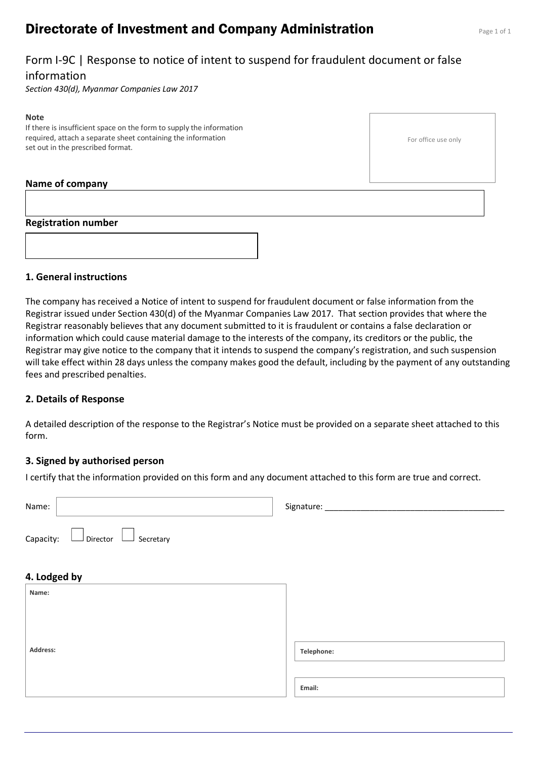# Directorate of Investment and Company Administration

## Form I-9C | Response to notice of intent to suspend for fraudulent document or false information

*Section 430(d), Myanmar Companies Law 2017*

**Note**
If there is insufficient space on the form to supply the information required, attach a separate sheet containing the information set out in the prescribed format.

For office use only

**Name of company**

**Registration number**

### 1. General instructions

The company has received a Notice of intent to suspend for fraudulent document or false information from the Registrar issued under Section 430(d) of the Myanmar Companies Law 2017. That section provides that where the Registrar reasonably believes that any document submitted to it is fraudulent or contains a false declaration or information which could cause material damage to the interests of the company, its creditors or the public, the Registrar may give notice to the company that it intends to suspend the company's registration, and such suspension will take effect within 28 days unless the company makes good the default, including by the payment of any outstanding fees and prescribed penalties.

### 2. Details of Response

A detailed description of the response to the Registrar's Notice must be provided on a separate sheet attached to this form.

### 3. Signed by authorised person

I certify that the information provided on this form and any document attached to this form are true and correct.

Name: Signature: ______________________________________

Capacity: ☐ Director ☐ Secretary

### 4. Lodged by

**Name:**

**Address:**

**Telephone:**

**Email:**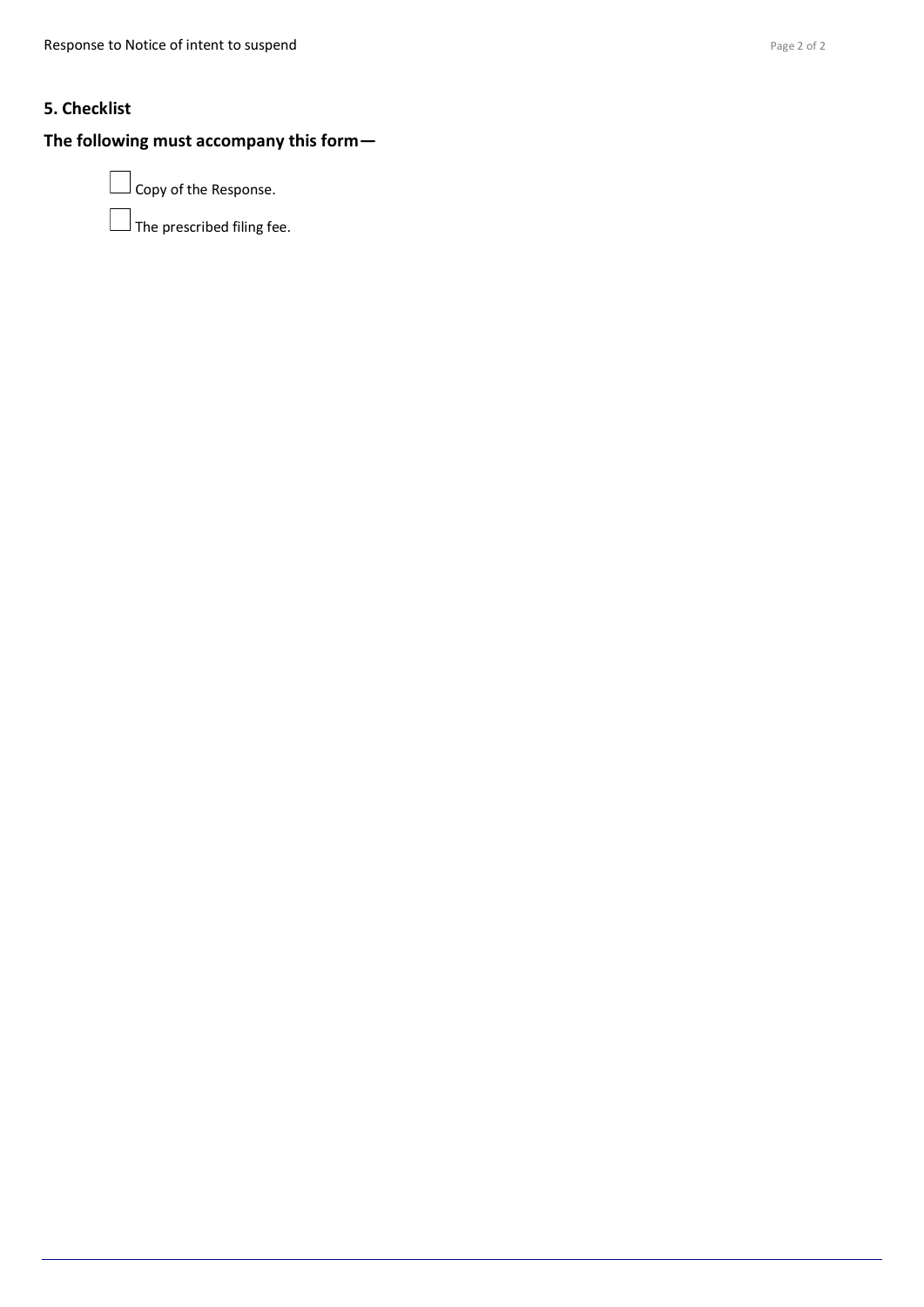## 5. Checklist

### The following must accompany this form—

- [ ] Copy of the Response.
- [ ] The prescribed filing fee.